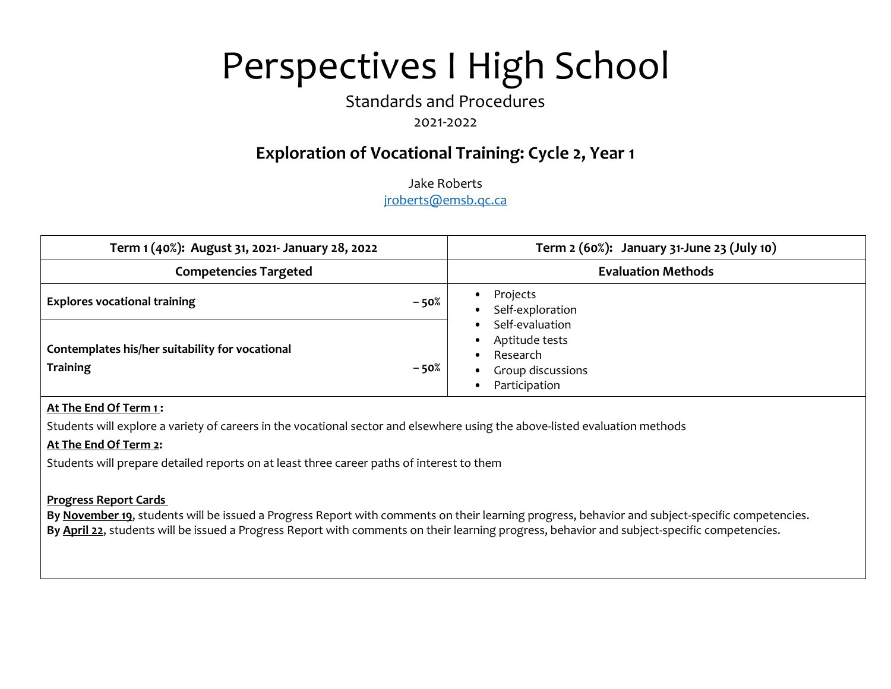# Perspectives I High School

Standards and Procedures

2021-2022

## Exploration of Vocational Training: Cycle 2, Year 1

Jake Roberts

jroberts@emsb.qc.ca

| **Term 1 (40%): August 31, 2021- January 28, 2022** | | **Term 2 (60%): January 31-June 23 (July 10)** |
|---|---|---|
| **Competencies Targeted** | | **Evaluation Methods** |
| **Explores vocational training** | **– 50%** | • Projects<br>• Self-exploration<br>• Self-evaluation<br>• Aptitude tests<br>• Research<br>• Group discussions<br>• Participation |
| **Contemplates his/her suitability for vocational Training** | **– 50%** | |

**At The End Of Term 1 :**

Students will explore a variety of careers in the vocational sector and elsewhere using the above-listed evaluation methods

**At The End Of Term 2:**

Students will prepare detailed reports on at least three career paths of interest to them

**Progress Report Cards**

**By November 19**, students will be issued a Progress Report with comments on their learning progress, behavior and subject-specific competencies.
**By April 22**, students will be issued a Progress Report with comments on their learning progress, behavior and subject-specific competencies.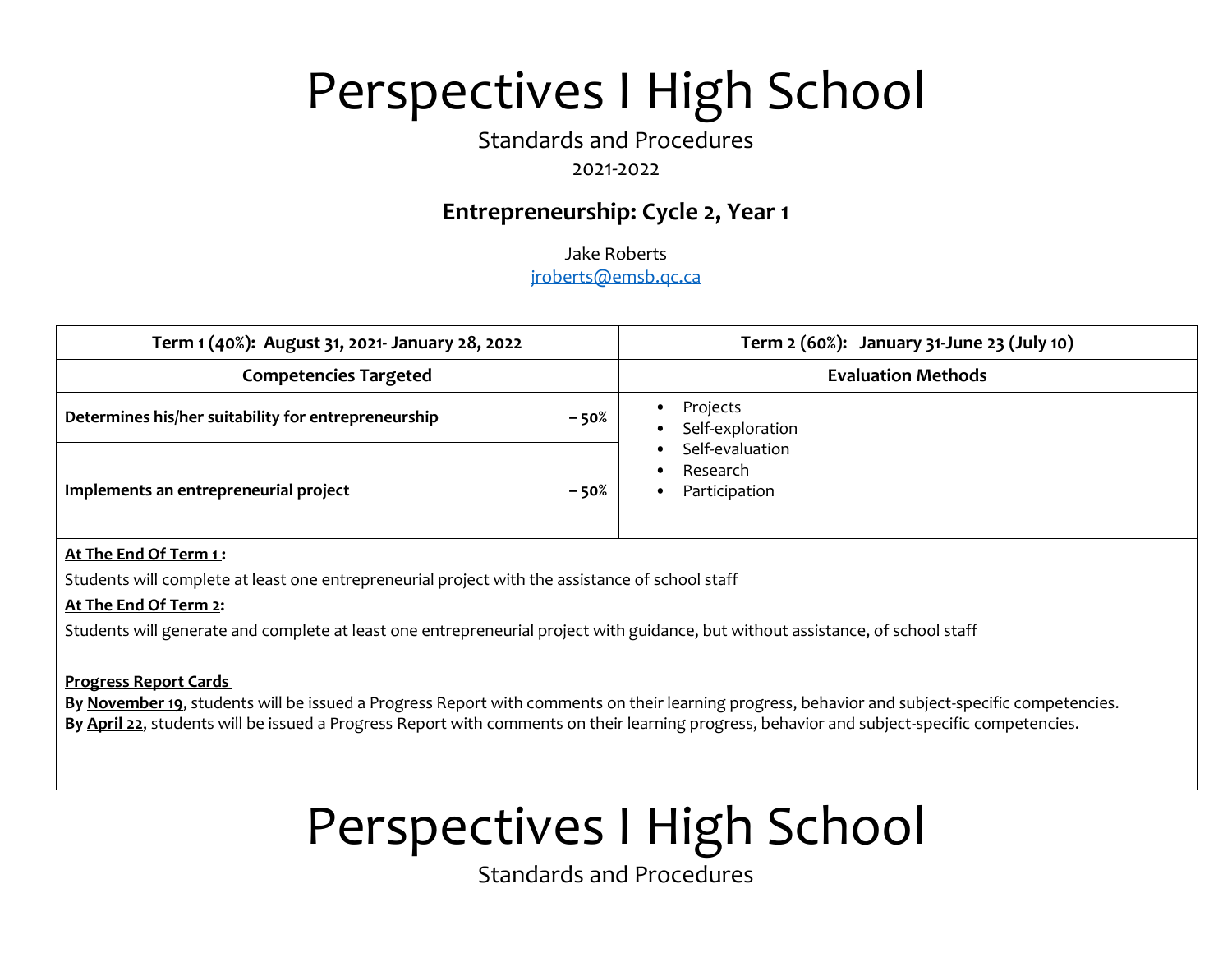# Perspectives I High School

Standards and Procedures

2021-2022

## Entrepreneurship: Cycle 2, Year 1

Jake Roberts

jroberts@emsb.qc.ca

| Term 1 (40%): August 31, 2021- January 28, 2022 | | Term 2 (60%): January 31-June 23 (July 10) |
|---|---|---|
| **Competencies Targeted** | | **Evaluation Methods** |
| **Determines his/her suitability for entrepreneurship** | **– 50%** | • Projects<br>• Self-exploration<br>• Self-evaluation<br>• Research<br>• Participation |
| **Implements an entrepreneurial project** | **– 50%** | |

**At The End Of Term 1 :**

Students will complete at least one entrepreneurial project with the assistance of school staff

**At The End Of Term 2:**

Students will generate and complete at least one entrepreneurial project with guidance, but without assistance, of school staff

**Progress Report Cards**

**By November 19**, students will be issued a Progress Report with comments on their learning progress, behavior and subject-specific competencies.
**By April 22**, students will be issued a Progress Report with comments on their learning progress, behavior and subject-specific competencies.

# Perspectives I High School

Standards and Procedures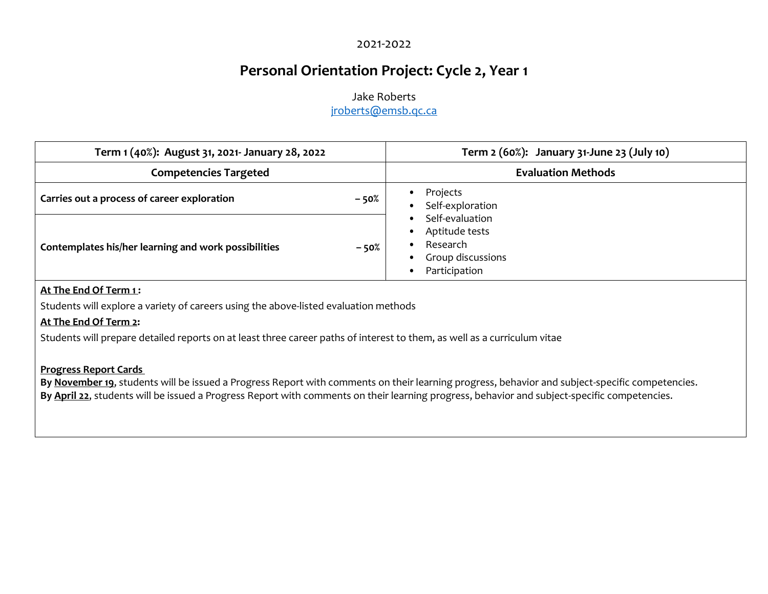2021-2022

# Personal Orientation Project: Cycle 2, Year 1

Jake Roberts
jroberts@emsb.qc.ca

| Term 1 (40%): August 31, 2021- January 28, 2022 | | Term 2 (60%): January 31-June 23 (July 10) |
|---|---|---|
| **Competencies Targeted** | | **Evaluation Methods** |
| **Carries out a process of career exploration** | **– 50%** | • Projects<br>• Self-exploration<br>• Self-evaluation<br>• Aptitude tests<br>• Research<br>• Group discussions<br>• Participation |
| **Contemplates his/her learning and work possibilities** | **– 50%** | |

**At The End Of Term 1 :**

Students will explore a variety of careers using the above-listed evaluation methods

**At The End Of Term 2:**

Students will prepare detailed reports on at least three career paths of interest to them, as well as a curriculum vitae

**Progress Report Cards**

**By November 19,** students will be issued a Progress Report with comments on their learning progress, behavior and subject-specific competencies.
**By April 22**, students will be issued a Progress Report with comments on their learning progress, behavior and subject-specific competencies.